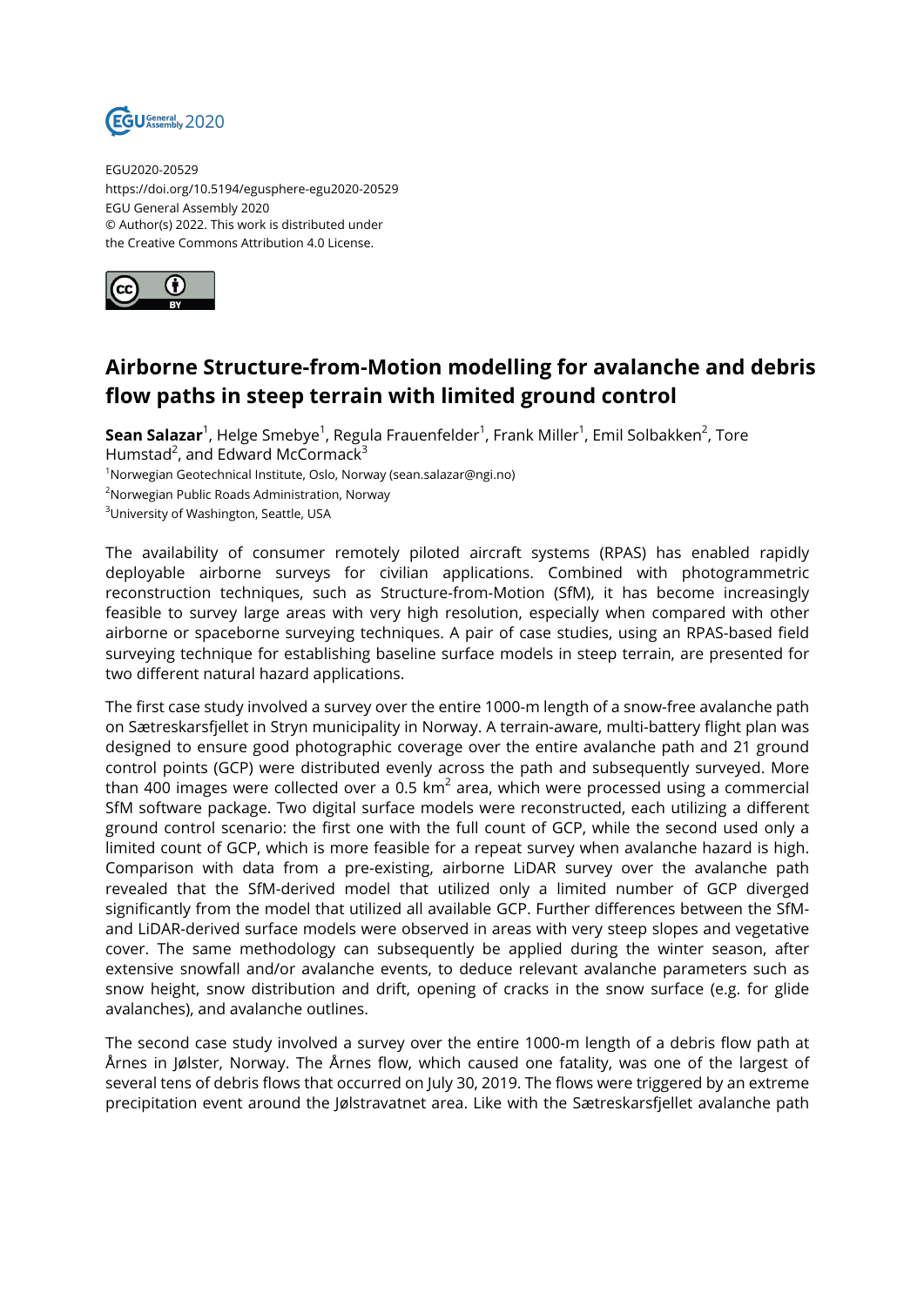EGU2020-20529
https://doi.org/10.5194/egusphere-egu2020-20529
EGU General Assembly 2020
© Author(s) 2022. This work is distributed under
the Creative Commons Attribution 4.0 License.

# Airborne Structure-from-Motion modelling for avalanche and debris flow paths in steep terrain with limited ground control

**Sean Salazar**[1], Helge Smebye[1], Regula Frauenfelder[1], Frank Miller[1], Emil Solbakken[2], Tore Humstad[2], and Edward McCormack[3]

[1]Norwegian Geotechnical Institute, Oslo, Norway (sean.salazar@ngi.no)

[2]Norwegian Public Roads Administration, Norway

[3]University of Washington, Seattle, USA

The availability of consumer remotely piloted aircraft systems (RPAS) has enabled rapidly deployable airborne surveys for civilian applications. Combined with photogrammetric reconstruction techniques, such as Structure-from-Motion (SfM), it has become increasingly feasible to survey large areas with very high resolution, especially when compared with other airborne or spaceborne surveying techniques. A pair of case studies, using an RPAS-based field surveying technique for establishing baseline surface models in steep terrain, are presented for two different natural hazard applications.

The first case study involved a survey over the entire 1000-m length of a snow-free avalanche path on Sætreskarsfjellet in Stryn municipality in Norway. A terrain-aware, multi-battery flight plan was designed to ensure good photographic coverage over the entire avalanche path and 21 ground control points (GCP) were distributed evenly across the path and subsequently surveyed. More than 400 images were collected over a 0.5 km$^2$ area, which were processed using a commercial SfM software package. Two digital surface models were reconstructed, each utilizing a different ground control scenario: the first one with the full count of GCP, while the second used only a limited count of GCP, which is more feasible for a repeat survey when avalanche hazard is high. Comparison with data from a pre-existing, airborne LiDAR survey over the avalanche path revealed that the SfM-derived model that utilized only a limited number of GCP diverged significantly from the model that utilized all available GCP. Further differences between the SfM- and LiDAR-derived surface models were observed in areas with very steep slopes and vegetative cover. The same methodology can subsequently be applied during the winter season, after extensive snowfall and/or avalanche events, to deduce relevant avalanche parameters such as snow height, snow distribution and drift, opening of cracks in the snow surface (e.g. for glide avalanches), and avalanche outlines.

The second case study involved a survey over the entire 1000-m length of a debris flow path at Årnes in Jølster, Norway. The Årnes flow, which caused one fatality, was one of the largest of several tens of debris flows that occurred on July 30, 2019. The flows were triggered by an extreme precipitation event around the Jølstravatnet area. Like with the Sætreskarsfjellet avalanche path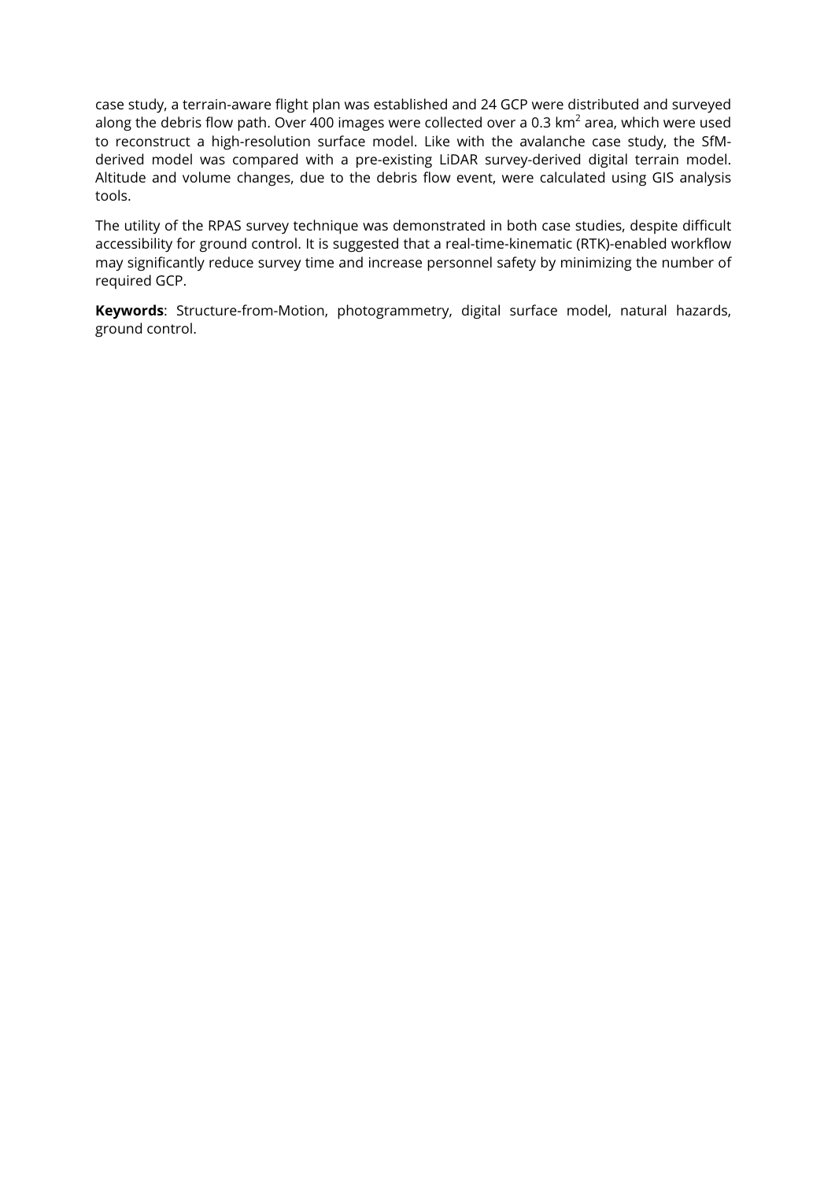case study, a terrain-aware flight plan was established and 24 GCP were distributed and surveyed along the debris flow path. Over 400 images were collected over a 0.3 $km^2$ area, which were used to reconstruct a high-resolution surface model. Like with the avalanche case study, the SfM-derived model was compared with a pre-existing LiDAR survey-derived digital terrain model. Altitude and volume changes, due to the debris flow event, were calculated using GIS analysis tools.

The utility of the RPAS survey technique was demonstrated in both case studies, despite difficult accessibility for ground control. It is suggested that a real-time-kinematic (RTK)-enabled workflow may significantly reduce survey time and increase personnel safety by minimizing the number of required GCP.

**Keywords**: Structure-from-Motion, photogrammetry, digital surface model, natural hazards, ground control.